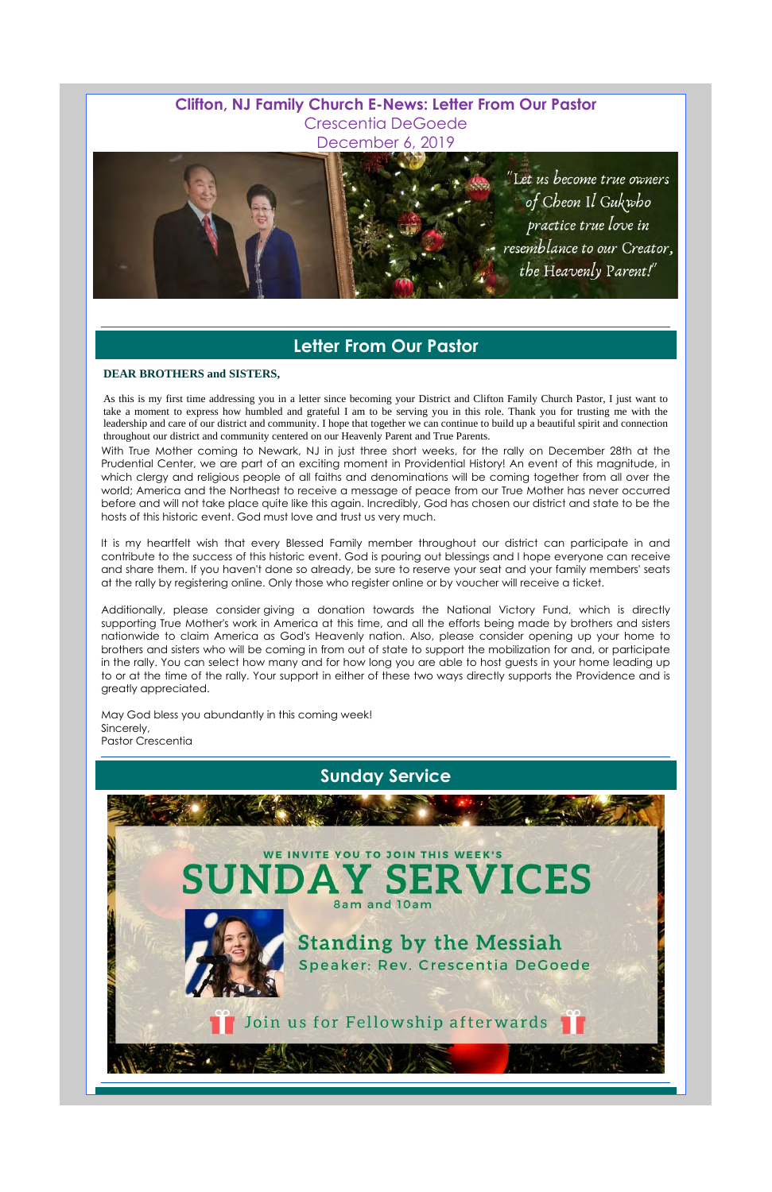# Clifton, NJ Family Church E-News: Letter From Our Pastor

Crescentia DeGoede

December 6, 2019

"Let us become true owners of Cheon Il Gukwho practice true love in resemblance to our Creator, the Heavenly Parent!"

## Letter From Our Pastor

**DEAR BROTHERS and SISTERS,**

As this is my first time addressing you in a letter since becoming your District and Clifton Family Church Pastor, I just want to take a moment to express how humbled and grateful I am to be serving you in this role. Thank you for trusting me with the leadership and care of our district and community. I hope that together we can continue to build up a beautiful spirit and connection throughout our district and community centered on our Heavenly Parent and True Parents.

With True Mother coming to Newark, NJ in just three short weeks, for the rally on December 28th at the Prudential Center, we are part of an exciting moment in Providential History! An event of this magnitude, in which clergy and religious people of all faiths and denominations will be coming together from all over the world; America and the Northeast to receive a message of peace from our True Mother has never occurred before and will not take place quite like this again. Incredibly, God has chosen our district and state to be the hosts of this historic event. God must love and trust us very much.

It is my heartfelt wish that every Blessed Family member throughout our district can participate in and contribute to the success of this historic event. God is pouring out blessings and I hope everyone can receive and share them. If you haven't done so already, be sure to reserve your seat and your family members' seats at the rally by registering online. Only those who register online or by voucher will receive a ticket.

Additionally, please consider giving a donation towards the National Victory Fund, which is directly supporting True Mother's work in America at this time, and all the efforts being made by brothers and sisters nationwide to claim America as God's Heavenly nation. Also, please consider opening up your home to brothers and sisters who will be coming in from out of state to support the mobilization for and, or participate in the rally. You can select how many and for how long you are able to host guests in your home leading up to or at the time of the rally. Your support in either of these two ways directly supports the Providence and is greatly appreciated.

May God bless you abundantly in this coming week!
Sincerely,
Pastor Crescentia

## Sunday Service

WE INVITE YOU TO JOIN THIS WEEK'S

**SUNDAY SERVICES**

8am and 10am

**Standing by the Messiah**

Speaker: Rev. Crescentia DeGoede

Join us for Fellowship afterwards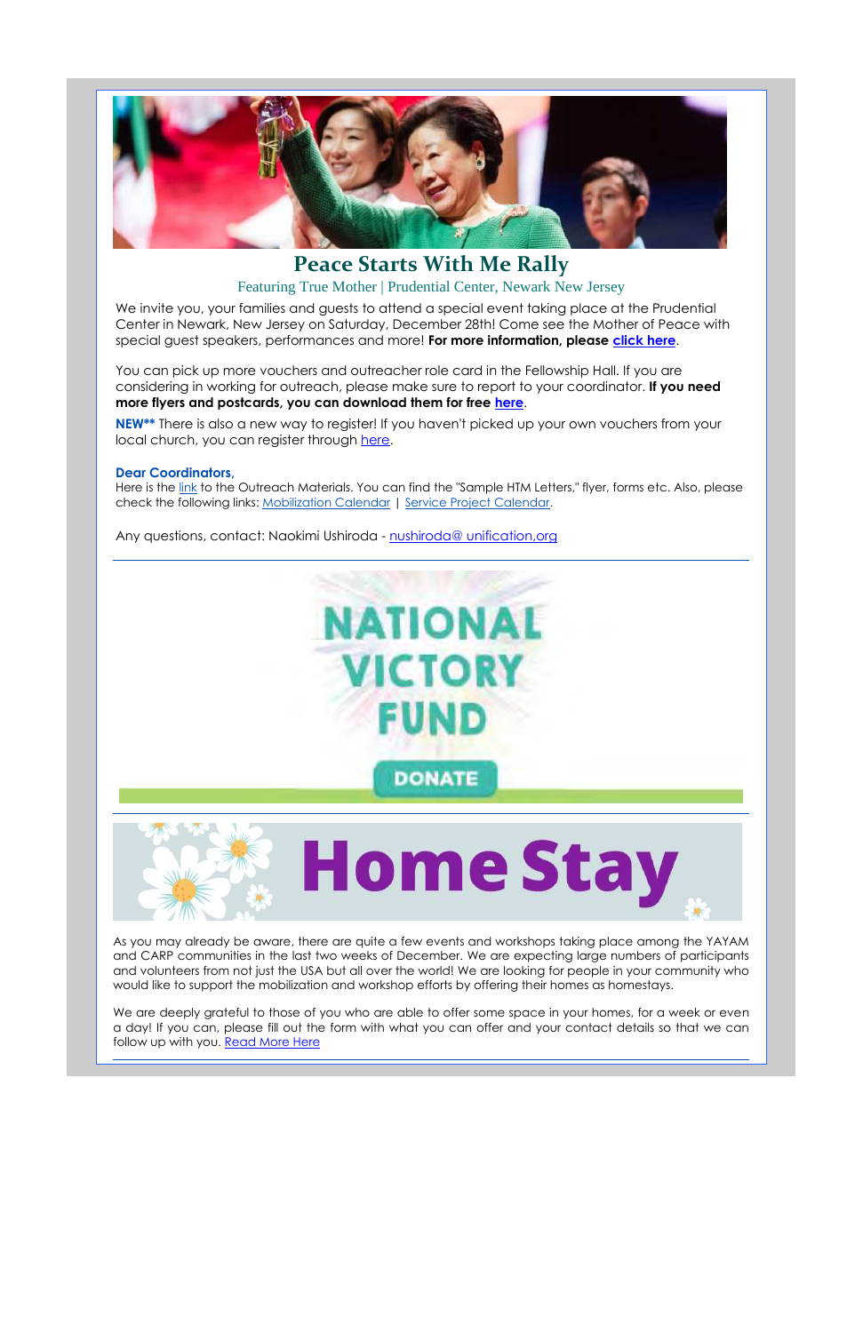## Peace Starts With Me Rally

Featuring True Mother | Prudential Center, Newark New Jersey

We invite you, your families and guests to attend a special event taking place at the Prudential Center in Newark, New Jersey on Saturday, December 28th! Come see the Mother of Peace with special guest speakers, performances and more! **For more information, please click here**.

You can pick up more vouchers and outreacher role card in the Fellowship Hall. If you are considering in working for outreach, please make sure to report to your coordinator. **If you need more flyers and postcards, you can download them for free here**.

**NEW**** There is also a new way to register! If you haven't picked up your own vouchers from your local church, you can register through here.

**Dear Coordinators,**
Here is the link to the Outreach Materials. You can find the "Sample HTM Letters," flyer, forms etc. Also, please check the following links: Mobilization Calendar | Service Project Calendar.

Any questions, contact: Naokimi Ushiroda - nushiroda@ unification.org

---

**NATIONAL VICTORY FUND**

DONATE

---

## Home Stay

As you may already be aware, there are quite a few events and workshops taking place among the YAYAM and CARP communities in the last two weeks of December. We are expecting large numbers of participants and volunteers from not just the USA but all over the world! We are looking for people in your community who would like to support the mobilization and workshop efforts by offering their homes as homestays.

We are deeply grateful to those of you who are able to offer some space in your homes, for a week or even a day! If you can, please fill out the form with what you can offer and your contact details so that we can follow up with you. Read More Here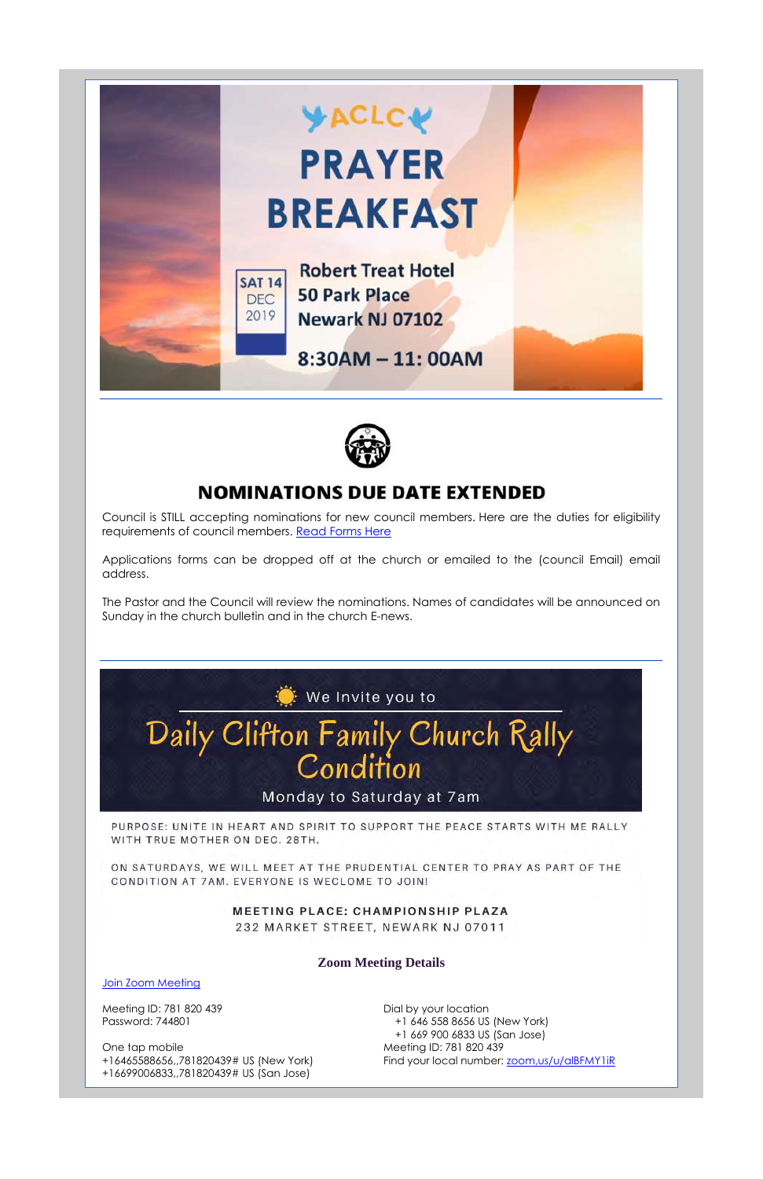ACLC

# PRAYER BREAKFAST

SAT 14 DEC 2019

Robert Treat Hotel
50 Park Place
Newark NJ 07102

8:30AM – 11: 00AM

---

## NOMINATIONS DUE DATE EXTENDED

Council is STILL accepting nominations for new council members. Here are the duties for eligibility requirements of council members. [Read Forms Here]

Applications forms can be dropped off at the church or emailed to the (council Email) email address.

The Pastor and the Council will review the nominations. Names of candidates will be announced on Sunday in the church bulletin and in the church E-news.

---

We Invite you to

## Daily Clifton Family Church Rally Condition

Monday to Saturday at 7am

PURPOSE: UNITE IN HEART AND SPIRIT TO SUPPORT THE PEACE STARTS WITH ME RALLY WITH TRUE MOTHER ON DEC. 28TH.

ON SATURDAYS, WE WILL MEET AT THE PRUDENTIAL CENTER TO PRAY AS PART OF THE CONDITION AT 7AM. EVERYONE IS WECLOME TO JOIN!

**MEETING PLACE: CHAMPIONSHIP PLAZA**
232 MARKET STREET, NEWARK NJ 07011

**Zoom Meeting Details**

[Join Zoom Meeting]

Meeting ID: 781 820 439
Password: 744801

One tap mobile
+16465588656,,781820439# US (New York)
+16699006833,,781820439# US (San Jose)

Dial by your location
+1 646 558 8656 US (New York)
+1 669 900 6833 US (San Jose)
Meeting ID: 781 820 439
Find your local number: zoom.us/u/alBFMY1iR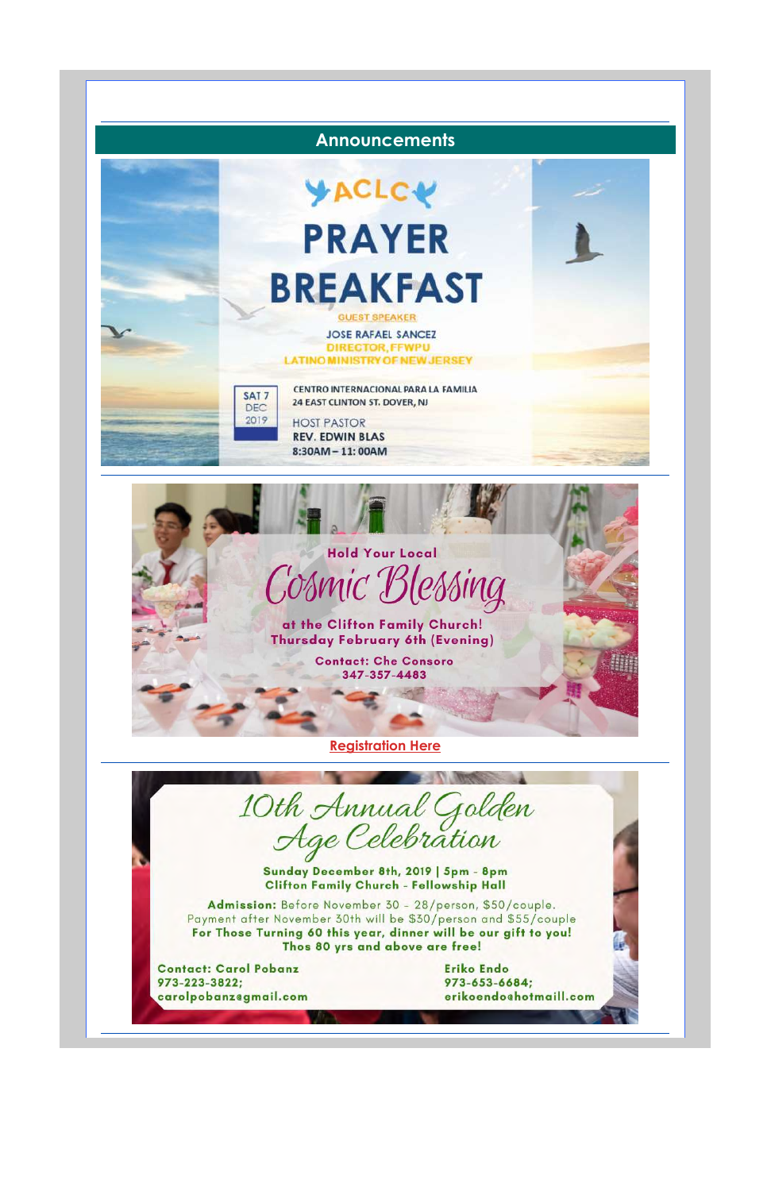## Announcements

ACLC

# PRAYER BREAKFAST

GUEST SPEAKER

JOSE RAFAEL SANCEZ
DIRECTOR, FFWPU
LATINO MINISTRY OF NEW JERSEY

SAT 7
DEC
2019

CENTRO INTERNACIONAL PARA LA FAMILIA
24 EAST CLINTON ST. DOVER, NJ

HOST PASTOR
REV. EDWIN BLAS
8:30AM – 11: 00AM

---

Hold Your Local

*Cosmic Blessing*

at the Clifton Family Church!
Thursday February 6th (Evening)

Contact: Che Consoro
347-357-4483

**Registration Here**

---

*10th Annual Golden Age Celebration*

**Sunday December 8th, 2019 | 5pm - 8pm**
**Clifton Family Church - Fellowship Hall**

**Admission:** Before November 30 - 28/person, $50/couple.
Payment after November 30th will be $30/person and $55/couple
**For Those Turning 60 this year, dinner will be our gift to you!**
**Thos 80 yrs and above are free!**

Contact: Carol Pobanz
973-223-3822;
carolpobanz@gmail.com

Eriko Endo
973-653-6684;
erikoendo@hotmaill.com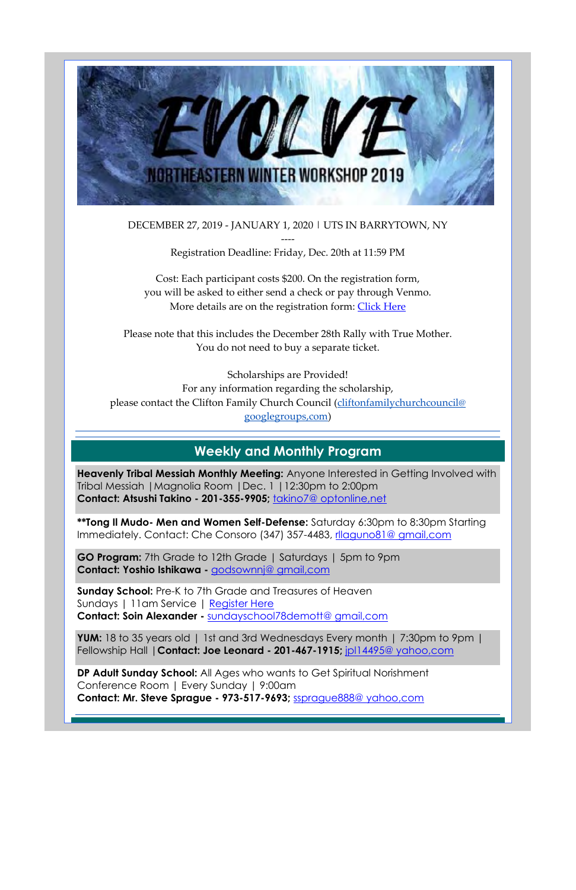# EVOLVE

## NORTHEASTERN WINTER WORKSHOP 2019

DECEMBER 27, 2019 - JANUARY 1, 2020 | UTS IN BARRYTOWN, NY

----

Registration Deadline: Friday, Dec. 20th at 11:59 PM

Cost: Each participant costs $200. On the registration form, you will be asked to either send a check or pay through Venmo. More details are on the registration form: Click Here

Please note that this includes the December 28th Rally with True Mother. You do not need to buy a separate ticket.

Scholarships are Provided!
For any information regarding the scholarship, please contact the Clifton Family Church Council (cliftonfamilychurchcouncil@ googlegroups,com)

## Weekly and Monthly Program

**Heavenly Tribal Messiah Monthly Meeting:** Anyone Interested in Getting Involved with Tribal Messiah | Magnolia Room | Dec. 1 | 12:30pm to 2:00pm
**Contact: Atsushi Takino - 201-355-9905;** takino7@ optonline,net

****Tong Il Mudo- Men and Women Self-Defense:** Saturday 6:30pm to 8:30pm Starting Immediately. Contact: Che Consoro (347) 357-4483, rllaguno81@ gmail,com

**GO Program:** 7th Grade to 12th Grade | Saturdays | 5pm to 9pm
**Contact: Yoshio Ishikawa -** godsownnj@ gmail,com

**Sunday School:** Pre-K to 7th Grade and Treasures of Heaven
Sundays | 11am Service | Register Here
**Contact: Soin Alexander -** sundayschool78demott@ gmail,com

**YUM:** 18 to 35 years old | 1st and 3rd Wednesdays Every month | 7:30pm to 9pm | Fellowship Hall | **Contact: Joe Leonard - 201-467-1915;** jpl14495@ yahoo,com

**DP Adult Sunday School:** All Ages who wants to Get Spiritual Norishment
Conference Room | Every Sunday | 9:00am
**Contact: Mr. Steve Sprague - 973-517-9693;** ssprague888@ yahoo,com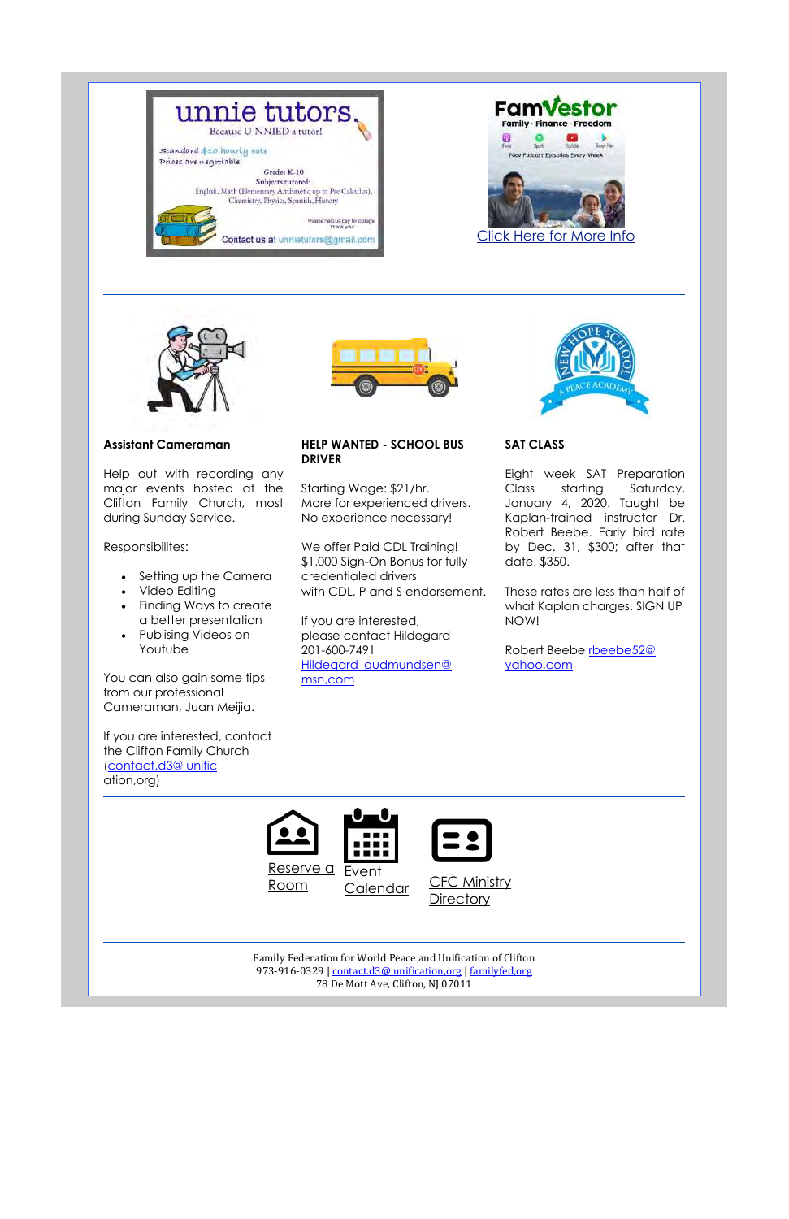unnie tutors

Because U-NNIED a tutor!

Standard $10 hourly rate

Prices are negotiable

Grades K-10

Subjects tutored:

English, Math (Elementary Arithmetic up to Pre Calculus), Chemistry, Physics, Spanish, History

Please help us pay for college Thank you!

Contact us at unnietutors@gmail.com

FamVestor

Family · Finance · Freedom

New Podcast Episodes Every Week

Click Here for More Info

---

**Assistant Cameraman**

Help out with recording any major events hosted at the Clifton Family Church, most during Sunday Service.

Responsibilites:

- Setting up the Camera
- Video Editing
- Finding Ways to create a better presentation
- Publising Videos on Youtube

You can also gain some tips from our professional Cameraman, Juan Meijia.

If you are interested, contact the Clifton Family Church (contact.d3@ unification,org)

**HELP WANTED - SCHOOL BUS DRIVER**

Starting Wage: $21/hr.
More for experienced drivers.
No experience necessary!

We offer Paid CDL Training!
$1,000 Sign-On Bonus for fully credentialed drivers
with CDL, P and S endorsement.

If you are interested,
please contact Hildegard
201-600-7491
Hildegard_gudmundsen@ msn,com

**SAT CLASS**

Eight week SAT Preparation Class starting Saturday, January 4, 2020. Taught be Kaplan-trained instructor Dr. Robert Beebe. Early bird rate by Dec. 31, $300; after that date, $350.

These rates are less than half of what Kaplan charges. SIGN UP NOW!

Robert Beebe rbeebe52@ yahoo,com

---

Reserve a Room

Event Calendar

CFC Ministry Directory

---

Family Federation for World Peace and Unification of Clifton
973-916-0329 | contact.d3@ unification,org | familyfed,org
78 De Mott Ave, Clifton, NJ 07011